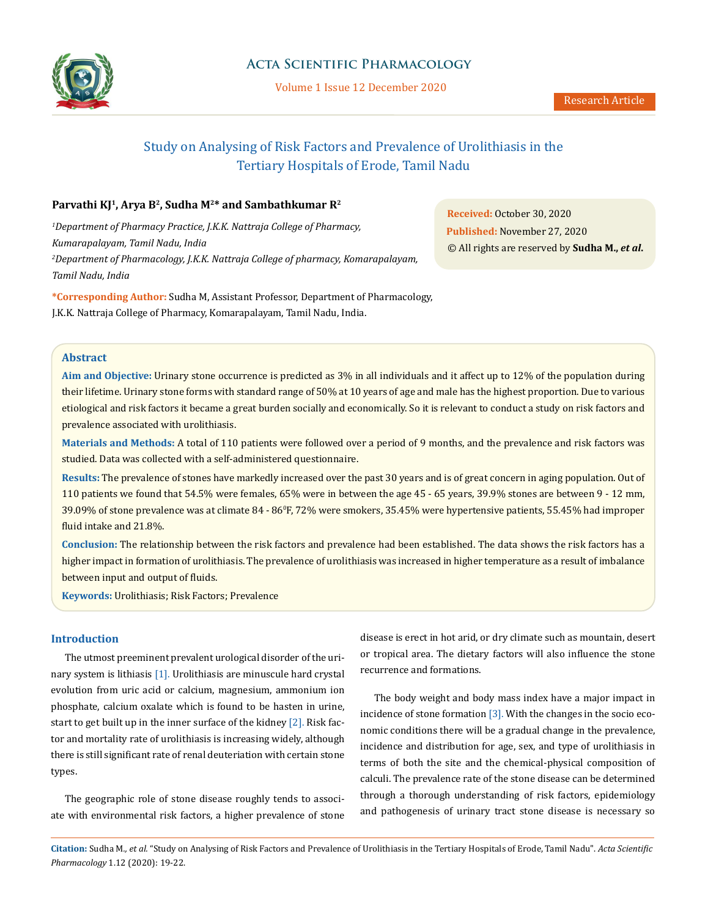# Study on Analysing of Risk Factors and Prevalence of Urolithiasis in the Tertiary Hospitals of Erode, Tamil Nadu

**Parvathi KJ[1], Arya B[2], Sudha M[2]* and Sambathkumar R[2]**

[1]*Department of Pharmacy Practice, J.K.K. Nattraja College of Pharmacy, Kumarapalayam, Tamil Nadu, India*

[2]*Department of Pharmacology, J.K.K. Nattraja College of pharmacy, Komarapalayam, Tamil Nadu, India*

***Corresponding Author:** Sudha M, Assistant Professor, Department of Pharmacology, J.K.K. Nattraja College of Pharmacy, Komarapalayam, Tamil Nadu, India.

**Received:** October 30, 2020
**Published:** November 27, 2020
© All rights are reserved by **Sudha M., *et al.***

## Abstract

**Aim and Objective:** Urinary stone occurrence is predicted as 3% in all individuals and it affect up to 12% of the population during their lifetime. Urinary stone forms with standard range of 50% at 10 years of age and male has the highest proportion. Due to various etiological and risk factors it became a great burden socially and economically. So it is relevant to conduct a study on risk factors and prevalence associated with urolithiasis.

**Materials and Methods:** A total of 110 patients were followed over a period of 9 months, and the prevalence and risk factors was studied. Data was collected with a self-administered questionnaire.

**Results:** The prevalence of stones have markedly increased over the past 30 years and is of great concern in aging population. Out of 110 patients we found that 54.5% were females, 65% were in between the age 45 - 65 years, 39.9% stones are between 9 - 12 mm, 39.09% of stone prevalence was at climate 84 - 86$^0$F, 72% were smokers, 35.45% were hypertensive patients, 55.45% had improper fluid intake and 21.8%.

**Conclusion:** The relationship between the risk factors and prevalence had been established. The data shows the risk factors has a higher impact in formation of urolithiasis. The prevalence of urolithiasis was increased in higher temperature as a result of imbalance between input and output of fluids.

**Keywords:** Urolithiasis; Risk Factors; Prevalence

## Introduction

The utmost preeminent prevalent urological disorder of the urinary system is lithiasis [1]. Urolithiasis are minuscule hard crystal evolution from uric acid or calcium, magnesium, ammonium ion phosphate, calcium oxalate which is found to be hasten in urine, start to get built up in the inner surface of the kidney [2]. Risk factor and mortality rate of urolithiasis is increasing widely, although there is still significant rate of renal deuteriation with certain stone types.

The geographic role of stone disease roughly tends to associate with environmental risk factors, a higher prevalence of stone disease is erect in hot arid, or dry climate such as mountain, desert or tropical area. The dietary factors will also influence the stone recurrence and formations.

The body weight and body mass index have a major impact in incidence of stone formation [3]. With the changes in the socio economic conditions there will be a gradual change in the prevalence, incidence and distribution for age, sex, and type of urolithiasis in terms of both the site and the chemical-physical composition of calculi. The prevalence rate of the stone disease can be determined through a thorough understanding of risk factors, epidemiology and pathogenesis of urinary tract stone disease is necessary so

**Citation:** Sudha M*., et al.* "Study on Analysing of Risk Factors and Prevalence of Urolithiasis in the Tertiary Hospitals of Erode, Tamil Nadu". *Acta Scientific Pharmacology* 1.12 (2020): 19-22.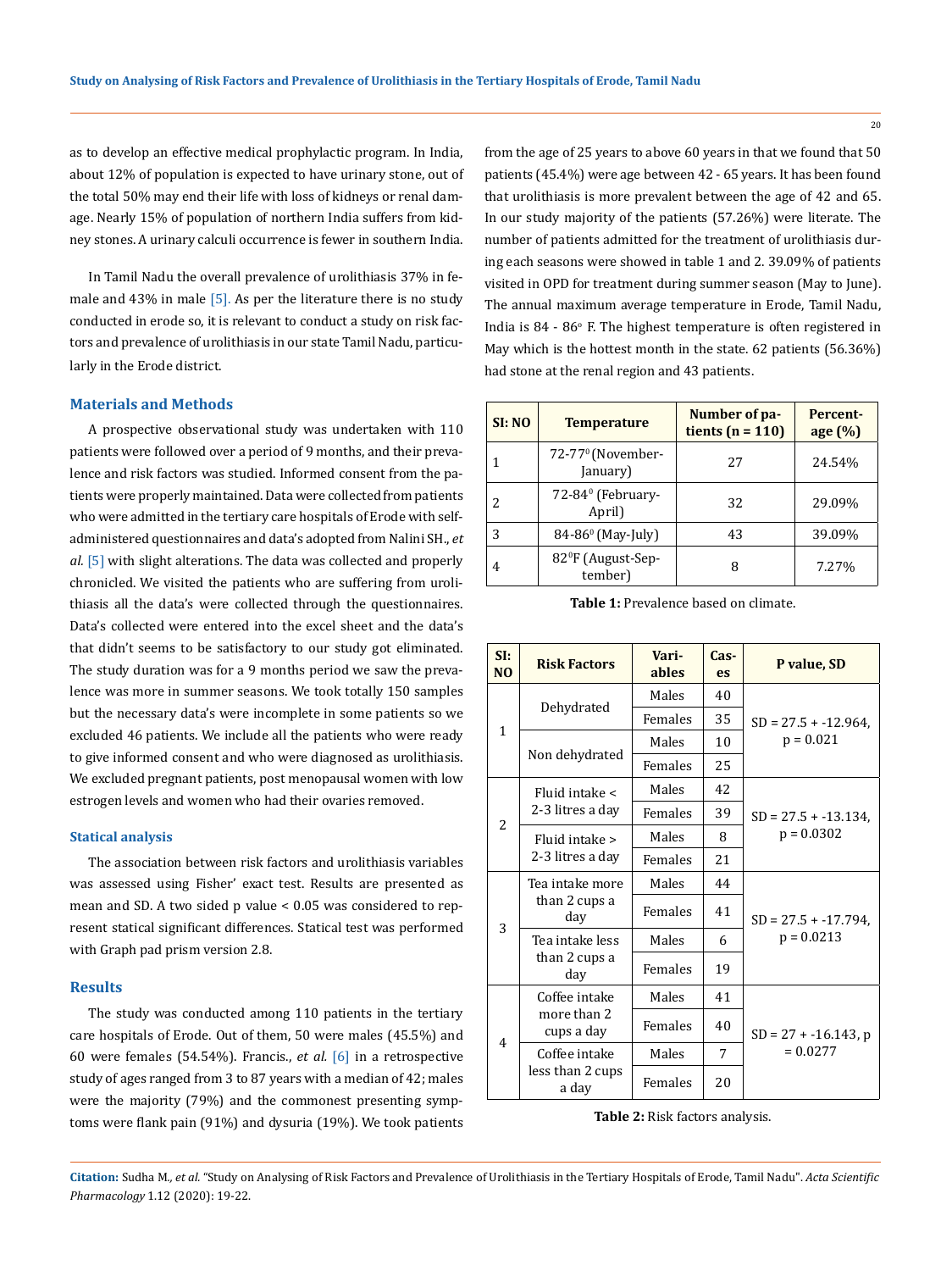as to develop an effective medical prophylactic program. In India, about 12% of population is expected to have urinary stone, out of the total 50% may end their life with loss of kidneys or renal damage. Nearly 15% of population of northern India suffers from kidney stones. A urinary calculi occurrence is fewer in southern India.

In Tamil Nadu the overall prevalence of urolithiasis 37% in female and 43% in male [5]. As per the literature there is no study conducted in erode so, it is relevant to conduct a study on risk factors and prevalence of urolithiasis in our state Tamil Nadu, particularly in the Erode district.

## Materials and Methods

A prospective observational study was undertaken with 110 patients were followed over a period of 9 months, and their prevalence and risk factors was studied. Informed consent from the patients were properly maintained. Data were collected from patients who were admitted in the tertiary care hospitals of Erode with self-administered questionnaires and data's adopted from Nalini SH., *et al.* [5] with slight alterations. The data was collected and properly chronicled. We visited the patients who are suffering from urolithiasis all the data's were collected through the questionnaires. Data's collected were entered into the excel sheet and the data's that didn't seems to be satisfactory to our study got eliminated. The study duration was for a 9 months period we saw the prevalence was more in summer seasons. We took totally 150 samples but the necessary data's were incomplete in some patients so we excluded 46 patients. We include all the patients who were ready to give informed consent and who were diagnosed as urolithiasis. We excluded pregnant patients, post menopausal women with low estrogen levels and women who had their ovaries removed.

### Statical analysis

The association between risk factors and urolithiasis variables was assessed using Fisher' exact test. Results are presented as mean and SD. A two sided p value < 0.05 was considered to represent statical significant differences. Statical test was performed with Graph pad prism version 2.8.

## Results

The study was conducted among 110 patients in the tertiary care hospitals of Erode. Out of them, 50 were males (45.5%) and 60 were females (54.54%). Francis., *et al.* [6] in a retrospective study of ages ranged from 3 to 87 years with a median of 42; males were the majority (79%) and the commonest presenting symptoms were flank pain (91%) and dysuria (19%). We took patients from the age of 25 years to above 60 years in that we found that 50 patients (45.4%) were age between 42 - 65 years. It has been found that urolithiasis is more prevalent between the age of 42 and 65. In our study majority of the patients (57.26%) were literate. The number of patients admitted for the treatment of urolithiasis during each seasons were showed in table 1 and 2. 39.09% of patients visited in OPD for treatment during summer season (May to June). The annual maximum average temperature in Erode, Tamil Nadu, India is 84 - 86° F. The highest temperature is often registered in May which is the hottest month in the state. 62 patients (56.36%) had stone at the renal region and 43 patients.

| SI: NO | Temperature | Number of patients (n = 110) | Percentage (%) |
|---|---|---|---|
| 1 | 72-77° (November-January) | 27 | 24.54% |
| 2 | 72-84° (February-April) | 32 | 29.09% |
| 3 | 84-86° (May-July) | 43 | 39.09% |
| 4 | 82°F (August-September) | 8 | 7.27% |

**Table 1:** Prevalence based on climate.

| SI: NO | Risk Factors | Variables | Cases | P value, SD |
|---|---|---|---|---|
| 1 | Dehydrated | Males | 40 | SD = 27.5 + -12.964, p = 0.021 |
| | | Females | 35 | |
| | Non dehydrated | Males | 10 | |
| | | Females | 25 | |
| 2 | Fluid intake < 2-3 litres a day | Males | 42 | SD = 27.5 + -13.134, p = 0.0302 |
| | | Females | 39 | |
| | Fluid intake > 2-3 litres a day | Males | 8 | |
| | | Females | 21 | |
| 3 | Tea intake more than 2 cups a day | Males | 44 | SD = 27.5 + -17.794, p = 0.0213 |
| | | Females | 41 | |
| | Tea intake less than 2 cups a day | Males | 6 | |
| | | Females | 19 | |
| 4 | Coffee intake more than 2 cups a day | Males | 41 | SD = 27 + -16.143, p = 0.0277 |
| | | Females | 40 | |
| | Coffee intake less than 2 cups a day | Males | 7 | |
| | | Females | 20 | |

**Table 2:** Risk factors analysis.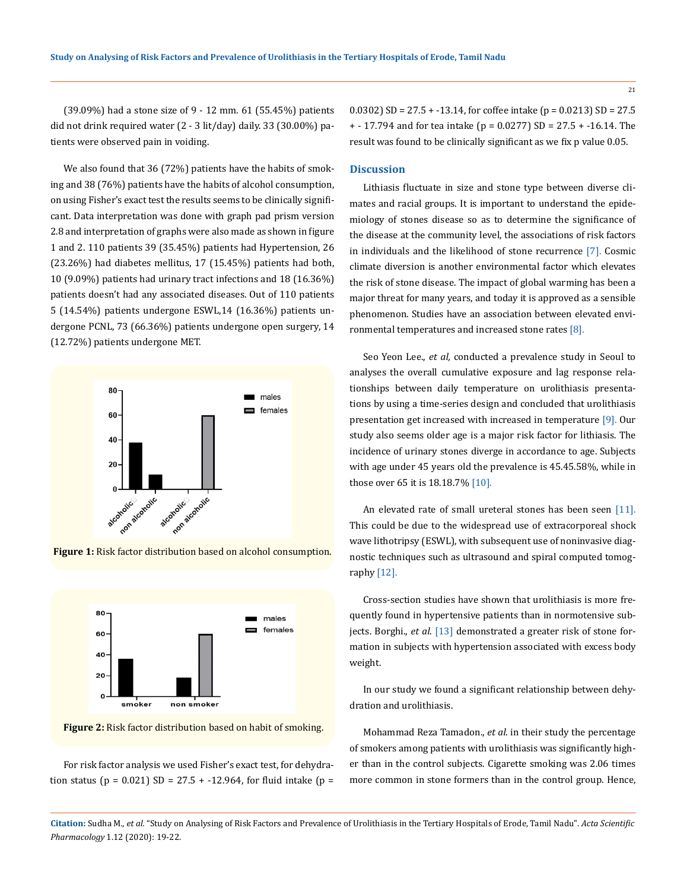(39.09%) had a stone size of 9 - 12 mm. 61 (55.45%) patients did not drink required water (2 - 3 lit/day) daily. 33 (30.00%) patients were observed pain in voiding.

We also found that 36 (72%) patients have the habits of smoking and 38 (76%) patients have the habits of alcohol consumption, on using Fisher's exact test the results seems to be clinically significant. Data interpretation was done with graph pad prism version 2.8 and interpretation of graphs were also made as shown in figure 1 and 2. 110 patients 39 (35.45%) patients had Hypertension, 26 (23.26%) had diabetes mellitus, 17 (15.45%) patients had both, 10 (9.09%) patients had urinary tract infections and 18 (16.36%) patients doesn't had any associated diseases. Out of 110 patients 5 (14.54%) patients undergone ESWL,14 (16.36%) patients undergone PCNL, 73 (66.36%) patients undergone open surgery, 14 (12.72%) patients undergone MET.

**Figure 1:** Risk factor distribution based on alcohol consumption.

**Figure 2:** Risk factor distribution based on habit of smoking.

For risk factor analysis we used Fisher's exact test, for dehydration status (p = 0.021) SD = 27.5 + -12.964, for fluid intake (p = 0.0302) SD = 27.5 + -13.14, for coffee intake (p = 0.0213) SD = 27.5 + - 17.794 and for tea intake (p = 0.0277) SD = 27.5 + -16.14. The result was found to be clinically significant as we fix p value 0.05.

## Discussion

Lithiasis fluctuate in size and stone type between diverse climates and racial groups. It is important to understand the epidemiology of stones disease so as to determine the significance of the disease at the community level, the associations of risk factors in individuals and the likelihood of stone recurrence [7]. Cosmic climate diversion is another environmental factor which elevates the risk of stone disease. The impact of global warming has been a major threat for many years, and today it is approved as a sensible phenomenon. Studies have an association between elevated environmental temperatures and increased stone rates [8].

Seo Yeon Lee., *et al,* conducted a prevalence study in Seoul to analyses the overall cumulative exposure and lag response relationships between daily temperature on urolithiasis presentations by using a time-series design and concluded that urolithiasis presentation get increased with increased in temperature [9]. Our study also seems older age is a major risk factor for lithiasis. The incidence of urinary stones diverge in accordance to age. Subjects with age under 45 years old the prevalence is 45.45.58%, while in those over 65 it is 18.18.7% [10].

An elevated rate of small ureteral stones has been seen [11]. This could be due to the widespread use of extracorporeal shock wave lithotripsy (ESWL), with subsequent use of noninvasive diagnostic techniques such as ultrasound and spiral computed tomography [12].

Cross-section studies have shown that urolithiasis is more frequently found in hypertensive patients than in normotensive subjects. Borghi., *et al*. [13] demonstrated a greater risk of stone formation in subjects with hypertension associated with excess body weight.

In our study we found a significant relationship between dehydration and urolithiasis.

Mohammad Reza Tamadon., *et al.* in their study the percentage of smokers among patients with urolithiasis was significantly higher than in the control subjects. Cigarette smoking was 2.06 times more common in stone formers than in the control group. Hence,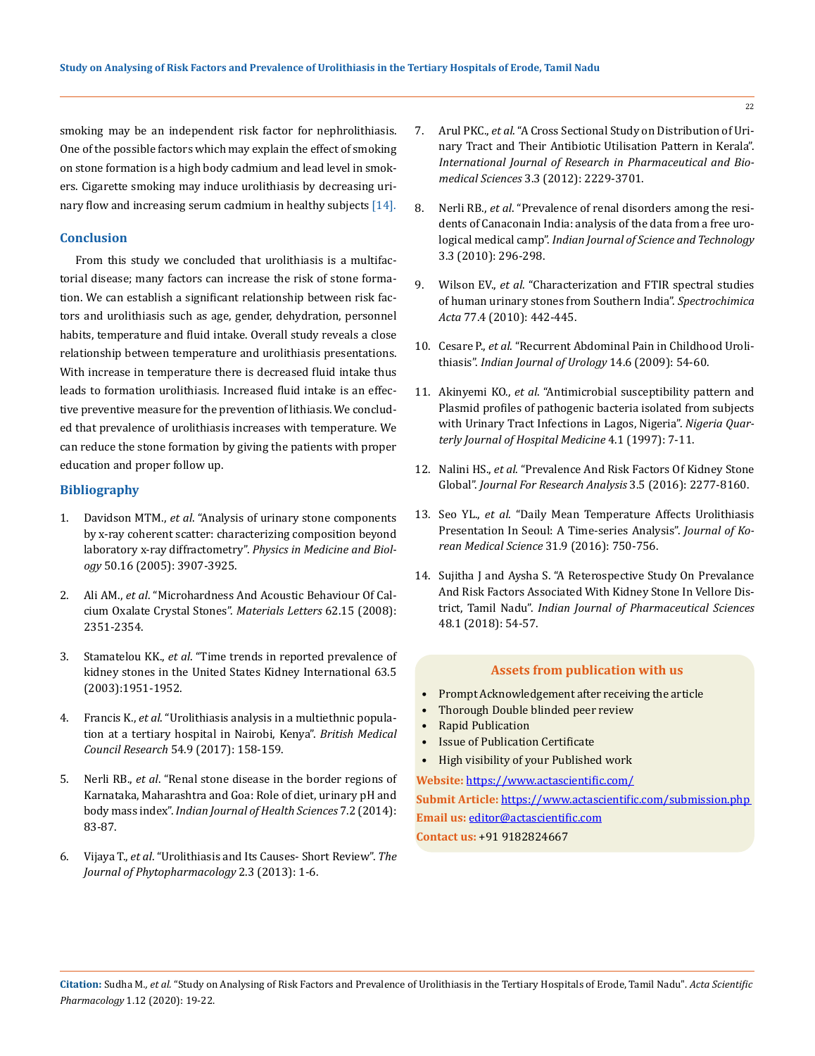smoking may be an independent risk factor for nephrolithiasis. One of the possible factors which may explain the effect of smoking on stone formation is a high body cadmium and lead level in smokers. Cigarette smoking may induce urolithiasis by decreasing urinary flow and increasing serum cadmium in healthy subjects [14].

## Conclusion

From this study we concluded that urolithiasis is a multifactorial disease; many factors can increase the risk of stone formation. We can establish a significant relationship between risk factors and urolithiasis such as age, gender, dehydration, personnel habits, temperature and fluid intake. Overall study reveals a close relationship between temperature and urolithiasis presentations. With increase in temperature there is decreased fluid intake thus leads to formation urolithiasis. Increased fluid intake is an effective preventive measure for the prevention of lithiasis. We concluded that prevalence of urolithiasis increases with temperature. We can reduce the stone formation by giving the patients with proper education and proper follow up.

## Bibliography

1. Davidson MTM., *et al*. "Analysis of urinary stone components by x-ray coherent scatter: characterizing composition beyond laboratory x-ray diffractometry". *Physics in Medicine and Biology* 50.16 (2005): 3907-3925.
2. Ali AM., *et al*. "Microhardness And Acoustic Behaviour Of Calcium Oxalate Crystal Stones". *Materials Letters* 62.15 (2008): 2351-2354.
3. Stamatelou KK., *et al*. "Time trends in reported prevalence of kidney stones in the United States Kidney International 63.5 (2003):1951-1952.
4. Francis K., *et al*. "Urolithiasis analysis in a multiethnic population at a tertiary hospital in Nairobi, Kenya". *British Medical Council Research* 54.9 (2017): 158-159.
5. Nerli RB., *et al*. "Renal stone disease in the border regions of Karnataka, Maharashtra and Goa: Role of diet, urinary pH and body mass index". *Indian Journal of Health Sciences* 7.2 (2014): 83-87.
6. Vijaya T., *et al*. "Urolithiasis and Its Causes- Short Review". *The Journal of Phytopharmacology* 2.3 (2013): 1-6.
7. Arul PKC., *et al*. "A Cross Sectional Study on Distribution of Urinary Tract and Their Antibiotic Utilisation Pattern in Kerala". *International Journal of Research in Pharmaceutical and Biomedical Sciences* 3.3 (2012): 2229-3701.
8. Nerli RB., *et al*. "Prevalence of renal disorders among the residents of Canaconain India: analysis of the data from a free urological medical camp". *Indian Journal of Science and Technology* 3.3 (2010): 296-298.
9. Wilson EV., *et al*. "Characterization and FTIR spectral studies of human urinary stones from Southern India". *Spectrochimica Acta* 77.4 (2010): 442-445.
10. Cesare P., *et al*. "Recurrent Abdominal Pain in Childhood Urolithiasis". *Indian Journal of Urology* 14.6 (2009): 54-60.
11. Akinyemi KO., *et al*. "Antimicrobial susceptibility pattern and Plasmid profiles of pathogenic bacteria isolated from subjects with Urinary Tract Infections in Lagos, Nigeria". *Nigeria Quarterly Journal of Hospital Medicine* 4.1 (1997): 7-11.
12. Nalini HS., *et al*. "Prevalence And Risk Factors Of Kidney Stone Global". *Journal For Research Analysis* 3.5 (2016): 2277-8160.
13. Seo YL., *et al*. "Daily Mean Temperature Affects Urolithiasis Presentation In Seoul: A Time-series Analysis". *Journal of Korean Medical Science* 31.9 (2016): 750-756.
14. Sujitha J and Aysha S. "A Reterospective Study On Prevalance And Risk Factors Associated With Kidney Stone In Vellore District, Tamil Nadu". *Indian Journal of Pharmaceutical Sciences* 48.1 (2018): 54-57.

**Assets from publication with us**

- Prompt Acknowledgement after receiving the article
- Thorough Double blinded peer review
- Rapid Publication
- Issue of Publication Certificate
- High visibility of your Published work

**Website:** https://www.actascientific.com/
**Submit Article:** https://www.actascientific.com/submission.php
**Email us:** editor@actascientific.com
**Contact us:** +91 9182824667

**Citation:** Sudha M., *et al.* "Study on Analysing of Risk Factors and Prevalence of Urolithiasis in the Tertiary Hospitals of Erode, Tamil Nadu". *Acta Scientific Pharmacology* 1.12 (2020): 19-22.